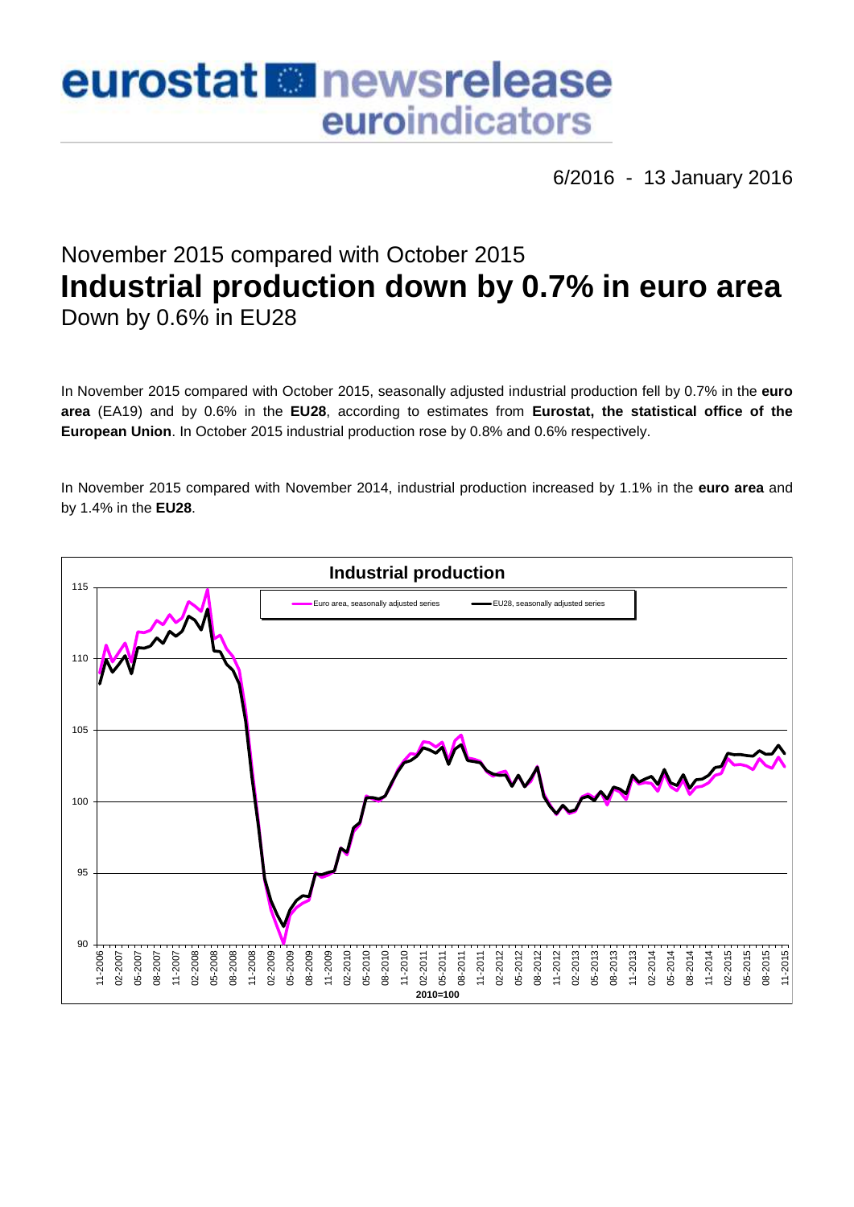# eurostat newsrelease euroindicators

6/2016 - 13 January 2016

## November 2015 compared with October 2015

# Industrial production down by 0.7% in euro area

## Down by 0.6% in EU28

In November 2015 compared with October 2015, seasonally adjusted industrial production fell by 0.7% in the **euro area** (EA19) and by 0.6% in the **EU28**, according to estimates from **Eurostat, the statistical office of the European Union**. In October 2015 industrial production rose by 0.8% and 0.6% respectively.

In November 2015 compared with November 2014, industrial production increased by 1.1% in the **euro area** and by 1.4% in the **EU28**.

**Industrial production**

Euro area, seasonally adjusted series — EU28, seasonally adjusted series

2010=100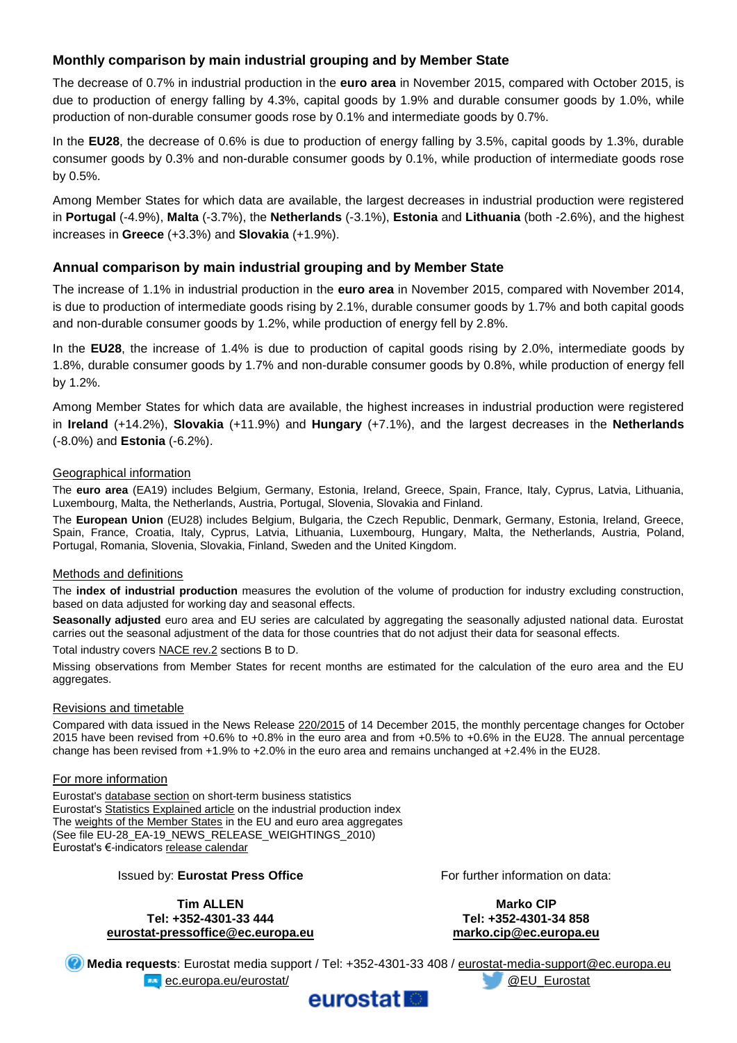## Monthly comparison by main industrial grouping and by Member State

The decrease of 0.7% in industrial production in the **euro area** in November 2015, compared with October 2015, is due to production of energy falling by 4.3%, capital goods by 1.9% and durable consumer goods by 1.0%, while production of non-durable consumer goods rose by 0.1% and intermediate goods by 0.7%.

In the **EU28**, the decrease of 0.6% is due to production of energy falling by 3.5%, capital goods by 1.3%, durable consumer goods by 0.3% and non-durable consumer goods by 0.1%, while production of intermediate goods rose by 0.5%.

Among Member States for which data are available, the largest decreases in industrial production were registered in **Portugal** (-4.9%), **Malta** (-3.7%), the **Netherlands** (-3.1%), **Estonia** and **Lithuania** (both -2.6%), and the highest increases in **Greece** (+3.3%) and **Slovakia** (+1.9%).

## Annual comparison by main industrial grouping and by Member State

The increase of 1.1% in industrial production in the **euro area** in November 2015, compared with November 2014, is due to production of intermediate goods rising by 2.1%, durable consumer goods by 1.7% and both capital goods and non-durable consumer goods by 1.2%, while production of energy fell by 2.8%.

In the **EU28**, the increase of 1.4% is due to production of capital goods rising by 2.0%, intermediate goods by 1.8%, durable consumer goods by 1.7% and non-durable consumer goods by 0.8%, while production of energy fell by 1.2%.

Among Member States for which data are available, the highest increases in industrial production were registered in **Ireland** (+14.2%), **Slovakia** (+11.9%) and **Hungary** (+7.1%), and the largest decreases in the **Netherlands** (-8.0%) and **Estonia** (-6.2%).

### Geographical information

The **euro area** (EA19) includes Belgium, Germany, Estonia, Ireland, Greece, Spain, France, Italy, Cyprus, Latvia, Lithuania, Luxembourg, Malta, the Netherlands, Austria, Portugal, Slovenia, Slovakia and Finland.

The **European Union** (EU28) includes Belgium, Bulgaria, the Czech Republic, Denmark, Germany, Estonia, Ireland, Greece, Spain, France, Croatia, Italy, Cyprus, Latvia, Lithuania, Luxembourg, Hungary, Malta, the Netherlands, Austria, Poland, Portugal, Romania, Slovenia, Slovakia, Finland, Sweden and the United Kingdom.

### Methods and definitions

The **index of industrial production** measures the evolution of the volume of production for industry excluding construction, based on data adjusted for working day and seasonal effects.

**Seasonally adjusted** euro area and EU series are calculated by aggregating the seasonally adjusted national data. Eurostat carries out the seasonal adjustment of the data for those countries that do not adjust their data for seasonal effects.

Total industry covers NACE rev.2 sections B to D.

Missing observations from Member States for recent months are estimated for the calculation of the euro area and the EU aggregates.

### Revisions and timetable

Compared with data issued in the News Release 220/2015 of 14 December 2015, the monthly percentage changes for October 2015 have been revised from +0.6% to +0.8% in the euro area and from +0.5% to +0.6% in the EU28. The annual percentage change has been revised from +1.9% to +2.0% in the euro area and remains unchanged at +2.4% in the EU28.

### For more information

Eurostat's database section on short-term business statistics
Eurostat's Statistics Explained article on the industrial production index
The weights of the Member States in the EU and euro area aggregates
(See file EU-28_EA-19_NEWS_RELEASE_WEIGHTINGS_2010)
Eurostat's €-indicators release calendar

Issued by: **Eurostat Press Office**

**Tim ALLEN**
**Tel: +352-4301-33 444**
**eurostat-pressoffice@ec.europa.eu**

For further information on data:

**Marko CIP**
**Tel: +352-4301-34 858**
**marko.cip@ec.europa.eu**

**Media requests**: Eurostat media support / Tel: +352-4301-33 408 / eurostat-media-support@ec.europa.eu

ec.europa.eu/eurostat/

@EU_Eurostat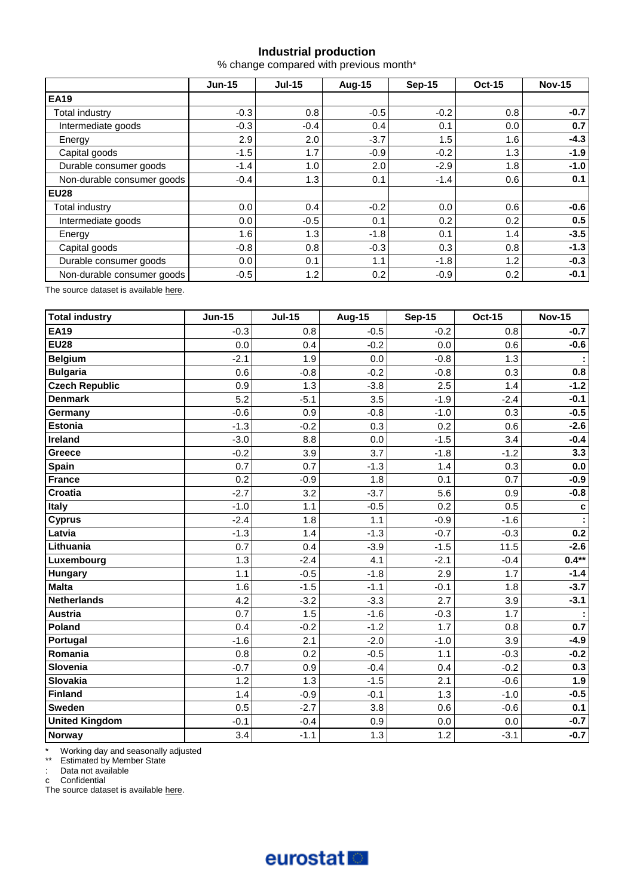## Industrial production

% change compared with previous month*

| | Jun-15 | Jul-15 | Aug-15 | Sep-15 | Oct-15 | Nov-15 |
|---|---|---|---|---|---|---|
| **EA19** | | | | | | |
| Total industry | -0.3 | 0.8 | -0.5 | -0.2 | 0.8 | **-0.7** |
| Intermediate goods | -0.3 | -0.4 | 0.4 | 0.1 | 0.0 | **0.7** |
| Energy | 2.9 | 2.0 | -3.7 | 1.5 | 1.6 | **-4.3** |
| Capital goods | -1.5 | 1.7 | -0.9 | -0.2 | 1.3 | **-1.9** |
| Durable consumer goods | -1.4 | 1.0 | 2.0 | -2.9 | 1.8 | **-1.0** |
| Non-durable consumer goods | -0.4 | 1.3 | 0.1 | -1.4 | 0.6 | **0.1** |
| **EU28** | | | | | | |
| Total industry | 0.0 | 0.4 | -0.2 | 0.0 | 0.6 | **-0.6** |
| Intermediate goods | 0.0 | -0.5 | 0.1 | 0.2 | 0.2 | **0.5** |
| Energy | 1.6 | 1.3 | -1.8 | 0.1 | 1.4 | **-3.5** |
| Capital goods | -0.8 | 0.8 | -0.3 | 0.3 | 0.8 | **-1.3** |
| Durable consumer goods | 0.0 | 0.1 | 1.1 | -1.8 | 1.2 | **-0.3** |
| Non-durable consumer goods | -0.5 | 1.2 | 0.2 | -0.9 | 0.2 | **-0.1** |

The source dataset is available here.

| Total industry | Jun-15 | Jul-15 | Aug-15 | Sep-15 | Oct-15 | Nov-15 |
|---|---|---|---|---|---|---|
| **EA19** | -0.3 | 0.8 | -0.5 | -0.2 | 0.8 | **-0.7** |
| **EU28** | 0.0 | 0.4 | -0.2 | 0.0 | 0.6 | **-0.6** |
| **Belgium** | -2.1 | 1.9 | 0.0 | -0.8 | 1.3 | **:** |
| **Bulgaria** | 0.6 | -0.8 | -0.2 | -0.8 | 0.3 | **0.8** |
| **Czech Republic** | 0.9 | 1.3 | -3.8 | 2.5 | 1.4 | **-1.2** |
| **Denmark** | 5.2 | -5.1 | 3.5 | -1.9 | -2.4 | **-0.1** |
| **Germany** | -0.6 | 0.9 | -0.8 | -1.0 | 0.3 | **-0.5** |
| **Estonia** | -1.3 | -0.2 | 0.3 | 0.2 | 0.6 | **-2.6** |
| **Ireland** | -3.0 | 8.8 | 0.0 | -1.5 | 3.4 | **-0.4** |
| **Greece** | -0.2 | 3.9 | 3.7 | -1.8 | -1.2 | **3.3** |
| **Spain** | 0.7 | 0.7 | -1.3 | 1.4 | 0.3 | **0.0** |
| **France** | 0.2 | -0.9 | 1.8 | 0.1 | 0.7 | **-0.9** |
| **Croatia** | -2.7 | 3.2 | -3.7 | 5.6 | 0.9 | **-0.8** |
| **Italy** | -1.0 | 1.1 | -0.5 | 0.2 | 0.5 | **c** |
| **Cyprus** | -2.4 | 1.8 | 1.1 | -0.9 | -1.6 | **:** |
| **Latvia** | -1.3 | 1.4 | -1.3 | -0.7 | -0.3 | **0.2** |
| **Lithuania** | 0.7 | 0.4 | -3.9 | -1.5 | 11.5 | **-2.6** |
| **Luxembourg** | 1.3 | -2.4 | 4.1 | -2.1 | -0.4 | **0.4**** |
| **Hungary** | 1.1 | -0.5 | -1.8 | 2.9 | 1.7 | **-1.4** |
| **Malta** | 1.6 | -1.5 | -1.1 | -0.1 | 1.8 | **-3.7** |
| **Netherlands** | 4.2 | -3.2 | -3.3 | 2.7 | 3.9 | **-3.1** |
| **Austria** | 0.7 | 1.5 | -1.6 | -0.3 | 1.7 | **:** |
| **Poland** | 0.4 | -0.2 | -1.2 | 1.7 | 0.8 | **0.7** |
| **Portugal** | -1.6 | 2.1 | -2.0 | -1.0 | 3.9 | **-4.9** |
| **Romania** | 0.8 | 0.2 | -0.5 | 1.1 | -0.3 | **-0.2** |
| **Slovenia** | -0.7 | 0.9 | -0.4 | 0.4 | -0.2 | **0.3** |
| **Slovakia** | 1.2 | 1.3 | -1.5 | 2.1 | -0.6 | **1.9** |
| **Finland** | 1.4 | -0.9 | -0.1 | 1.3 | -1.0 | **-0.5** |
| **Sweden** | 0.5 | -2.7 | 3.8 | 0.6 | -0.6 | **0.1** |
| **United Kingdom** | -0.1 | -0.4 | 0.9 | 0.0 | 0.0 | **-0.7** |
| **Norway** | 3.4 | -1.1 | 1.3 | 1.2 | -3.1 | **-0.7** |

\* Working day and seasonally adjusted
** Estimated by Member State
: Data not available
c Confidential

The source dataset is available here.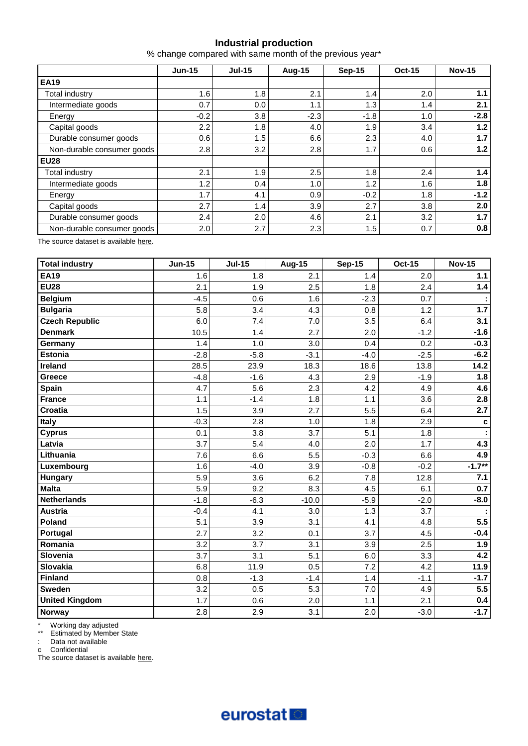## Industrial production

% change compared with same month of the previous year*

| | Jun-15 | Jul-15 | Aug-15 | Sep-15 | Oct-15 | Nov-15 |
|---|---|---|---|---|---|---|
| **EA19** | | | | | | |
| Total industry | 1.6 | 1.8 | 2.1 | 1.4 | 2.0 | **1.1** |
| Intermediate goods | 0.7 | 0.0 | 1.1 | 1.3 | 1.4 | **2.1** |
| Energy | -0.2 | 3.8 | -2.3 | -1.8 | 1.0 | **-2.8** |
| Capital goods | 2.2 | 1.8 | 4.0 | 1.9 | 3.4 | **1.2** |
| Durable consumer goods | 0.6 | 1.5 | 6.6 | 2.3 | 4.0 | **1.7** |
| Non-durable consumer goods | 2.8 | 3.2 | 2.8 | 1.7 | 0.6 | **1.2** |
| **EU28** | | | | | | |
| Total industry | 2.1 | 1.9 | 2.5 | 1.8 | 2.4 | **1.4** |
| Intermediate goods | 1.2 | 0.4 | 1.0 | 1.2 | 1.6 | **1.8** |
| Energy | 1.7 | 4.1 | 0.9 | -0.2 | 1.8 | **-1.2** |
| Capital goods | 2.7 | 1.4 | 3.9 | 2.7 | 3.8 | **2.0** |
| Durable consumer goods | 2.4 | 2.0 | 4.6 | 2.1 | 3.2 | **1.7** |
| Non-durable consumer goods | 2.0 | 2.7 | 2.3 | 1.5 | 0.7 | **0.8** |

The source dataset is available here.

| **Total industry** | Jun-15 | Jul-15 | Aug-15 | Sep-15 | Oct-15 | Nov-15 |
|---|---|---|---|---|---|---|
| **EA19** | 1.6 | 1.8 | 2.1 | 1.4 | 2.0 | **1.1** |
| **EU28** | 2.1 | 1.9 | 2.5 | 1.8 | 2.4 | **1.4** |
| **Belgium** | -4.5 | 0.6 | 1.6 | -2.3 | 0.7 | **:** |
| **Bulgaria** | 5.8 | 3.4 | 4.3 | 0.8 | 1.2 | **1.7** |
| **Czech Republic** | 6.0 | 7.4 | 7.0 | 3.5 | 6.4 | **3.1** |
| **Denmark** | 10.5 | 1.4 | 2.7 | 2.0 | -1.2 | **-1.6** |
| **Germany** | 1.4 | 1.0 | 3.0 | 0.4 | 0.2 | **-0.3** |
| **Estonia** | -2.8 | -5.8 | -3.1 | -4.0 | -2.5 | **-6.2** |
| **Ireland** | 28.5 | 23.9 | 18.3 | 18.6 | 13.8 | **14.2** |
| **Greece** | -4.8 | -1.6 | 4.3 | 2.9 | -1.9 | **1.8** |
| **Spain** | 4.7 | 5.6 | 2.3 | 4.2 | 4.9 | **4.6** |
| **France** | 1.1 | -1.4 | 1.8 | 1.1 | 3.6 | **2.8** |
| **Croatia** | 1.5 | 3.9 | 2.7 | 5.5 | 6.4 | **2.7** |
| **Italy** | -0.3 | 2.8 | 1.0 | 1.8 | 2.9 | **c** |
| **Cyprus** | 0.1 | 3.8 | 3.7 | 5.1 | 1.8 | **:** |
| **Latvia** | 3.7 | 5.4 | 4.0 | 2.0 | 1.7 | **4.3** |
| **Lithuania** | 7.6 | 6.6 | 5.5 | -0.3 | 6.6 | **4.9** |
| **Luxembourg** | 1.6 | -4.0 | 3.9 | -0.8 | -0.2 | **-1.7**** |
| **Hungary** | 5.9 | 3.6 | 6.2 | 7.8 | 12.8 | **7.1** |
| **Malta** | 5.9 | 9.2 | 8.3 | 4.5 | 6.1 | **0.7** |
| **Netherlands** | -1.8 | -6.3 | -10.0 | -5.9 | -2.0 | **-8.0** |
| **Austria** | -0.4 | 4.1 | 3.0 | 1.3 | 3.7 | **:** |
| **Poland** | 5.1 | 3.9 | 3.1 | 4.1 | 4.8 | **5.5** |
| **Portugal** | 2.7 | 3.2 | 0.1 | 3.7 | 4.5 | **-0.4** |
| **Romania** | 3.2 | 3.7 | 3.1 | 3.9 | 2.5 | **1.9** |
| **Slovenia** | 3.7 | 3.1 | 5.1 | 6.0 | 3.3 | **4.2** |
| **Slovakia** | 6.8 | 11.9 | 0.5 | 7.2 | 4.2 | **11.9** |
| **Finland** | 0.8 | -1.3 | -1.4 | 1.4 | -1.1 | **-1.7** |
| **Sweden** | 3.2 | 0.5 | 5.3 | 7.0 | 4.9 | **5.5** |
| **United Kingdom** | 1.7 | 0.6 | 2.0 | 1.1 | 2.1 | **0.4** |
| **Norway** | 2.8 | 2.9 | 3.1 | 2.0 | -3.0 | **-1.7** |

\* Working day adjusted
** Estimated by Member State
: Data not available
c Confidential
The source dataset is available here.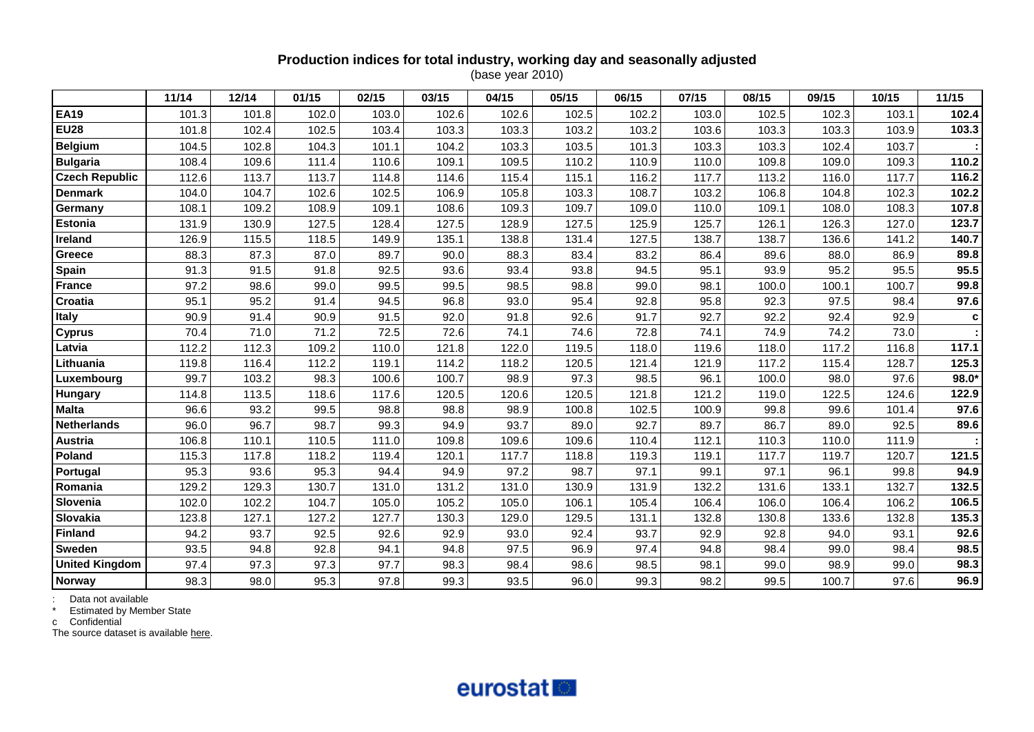## Production indices for total industry, working day and seasonally adjusted

(base year 2010)

| | 11/14 | 12/14 | 01/15 | 02/15 | 03/15 | 04/15 | 05/15 | 06/15 | 07/15 | 08/15 | 09/15 | 10/15 | 11/15 |
|---|---|---|---|---|---|---|---|---|---|---|---|---|---|
| **EA19** | 101.3 | 101.8 | 102.0 | 103.0 | 102.6 | 102.6 | 102.5 | 102.2 | 103.0 | 102.5 | 102.3 | 103.1 | **102.4** |
| **EU28** | 101.8 | 102.4 | 102.5 | 103.4 | 103.3 | 103.3 | 103.2 | 103.2 | 103.6 | 103.3 | 103.3 | 103.9 | **103.3** |
| **Belgium** | 104.5 | 102.8 | 104.3 | 101.1 | 104.2 | 103.3 | 103.5 | 101.3 | 103.3 | 103.3 | 102.4 | 103.7 | **:** |
| **Bulgaria** | 108.4 | 109.6 | 111.4 | 110.6 | 109.1 | 109.5 | 110.2 | 110.9 | 110.0 | 109.8 | 109.0 | 109.3 | **110.2** |
| **Czech Republic** | 112.6 | 113.7 | 113.7 | 114.8 | 114.6 | 115.4 | 115.1 | 116.2 | 117.7 | 113.2 | 116.0 | 117.7 | **116.2** |
| **Denmark** | 104.0 | 104.7 | 102.6 | 102.5 | 106.9 | 105.8 | 103.3 | 108.7 | 103.2 | 106.8 | 104.8 | 102.3 | **102.2** |
| **Germany** | 108.1 | 109.2 | 108.9 | 109.1 | 108.6 | 109.3 | 109.7 | 109.0 | 110.0 | 109.1 | 108.0 | 108.3 | **107.8** |
| **Estonia** | 131.9 | 130.9 | 127.5 | 128.4 | 127.5 | 128.9 | 127.5 | 125.9 | 125.7 | 126.1 | 126.3 | 127.0 | **123.7** |
| **Ireland** | 126.9 | 115.5 | 118.5 | 149.9 | 135.1 | 138.8 | 131.4 | 127.5 | 138.7 | 138.7 | 136.6 | 141.2 | **140.7** |
| **Greece** | 88.3 | 87.3 | 87.0 | 89.7 | 90.0 | 88.3 | 83.4 | 83.2 | 86.4 | 89.6 | 88.0 | 86.9 | **89.8** |
| **Spain** | 91.3 | 91.5 | 91.8 | 92.5 | 93.6 | 93.4 | 93.8 | 94.5 | 95.1 | 93.9 | 95.2 | 95.5 | **95.5** |
| **France** | 97.2 | 98.6 | 99.0 | 99.5 | 99.5 | 98.5 | 98.8 | 99.0 | 98.1 | 100.0 | 100.1 | 100.7 | **99.8** |
| **Croatia** | 95.1 | 95.2 | 91.4 | 94.5 | 96.8 | 93.0 | 95.4 | 92.8 | 95.8 | 92.3 | 97.5 | 98.4 | **97.6** |
| **Italy** | 90.9 | 91.4 | 90.9 | 91.5 | 92.0 | 91.8 | 92.6 | 91.7 | 92.7 | 92.2 | 92.4 | 92.9 | **c** |
| **Cyprus** | 70.4 | 71.0 | 71.2 | 72.5 | 72.6 | 74.1 | 74.6 | 72.8 | 74.1 | 74.9 | 74.2 | 73.0 | **:** |
| **Latvia** | 112.2 | 112.3 | 109.2 | 110.0 | 121.8 | 122.0 | 119.5 | 118.0 | 119.6 | 118.0 | 117.2 | 116.8 | **117.1** |
| **Lithuania** | 119.8 | 116.4 | 112.2 | 119.1 | 114.2 | 118.2 | 120.5 | 121.4 | 121.9 | 117.2 | 115.4 | 128.7 | **125.3** |
| **Luxembourg** | 99.7 | 103.2 | 98.3 | 100.6 | 100.7 | 98.9 | 97.3 | 98.5 | 96.1 | 100.0 | 98.0 | 97.6 | **98.0*** |
| **Hungary** | 114.8 | 113.5 | 118.6 | 117.6 | 120.5 | 120.6 | 120.5 | 121.8 | 121.2 | 119.0 | 122.5 | 124.6 | **122.9** |
| **Malta** | 96.6 | 93.2 | 99.5 | 98.8 | 98.8 | 98.9 | 100.8 | 102.5 | 100.9 | 99.8 | 99.6 | 101.4 | **97.6** |
| **Netherlands** | 96.0 | 96.7 | 98.7 | 99.3 | 94.9 | 93.7 | 89.0 | 92.7 | 89.7 | 86.7 | 89.0 | 92.5 | **89.6** |
| **Austria** | 106.8 | 110.1 | 110.5 | 111.0 | 109.8 | 109.6 | 109.6 | 110.4 | 112.1 | 110.3 | 110.0 | 111.9 | **:** |
| **Poland** | 115.3 | 117.8 | 118.2 | 119.4 | 120.1 | 117.7 | 118.8 | 119.3 | 119.1 | 117.7 | 119.7 | 120.7 | **121.5** |
| **Portugal** | 95.3 | 93.6 | 95.3 | 94.4 | 94.9 | 97.2 | 98.7 | 97.1 | 99.1 | 97.1 | 96.1 | 99.8 | **94.9** |
| **Romania** | 129.2 | 129.3 | 130.7 | 131.0 | 131.2 | 131.0 | 130.9 | 131.9 | 132.2 | 131.6 | 133.1 | 132.7 | **132.5** |
| **Slovenia** | 102.0 | 102.2 | 104.7 | 105.0 | 105.2 | 105.0 | 106.1 | 105.4 | 106.4 | 106.0 | 106.4 | 106.2 | **106.5** |
| **Slovakia** | 123.8 | 127.1 | 127.2 | 127.7 | 130.3 | 129.0 | 129.5 | 131.1 | 132.8 | 130.8 | 133.6 | 132.8 | **135.3** |
| **Finland** | 94.2 | 93.7 | 92.5 | 92.6 | 92.9 | 93.0 | 92.4 | 93.7 | 92.9 | 92.8 | 94.0 | 93.1 | **92.6** |
| **Sweden** | 93.5 | 94.8 | 92.8 | 94.1 | 94.8 | 97.5 | 96.9 | 97.4 | 94.8 | 98.4 | 99.0 | 98.4 | **98.5** |
| **United Kingdom** | 97.4 | 97.3 | 97.3 | 97.7 | 98.3 | 98.4 | 98.6 | 98.5 | 98.1 | 99.0 | 98.9 | 99.0 | **98.3** |
| **Norway** | 98.3 | 98.0 | 95.3 | 97.8 | 99.3 | 93.5 | 96.0 | 99.3 | 98.2 | 99.5 | 100.7 | 97.6 | **96.9** |

: Data not available
* Estimated by Member State
c Confidential
The source dataset is available here.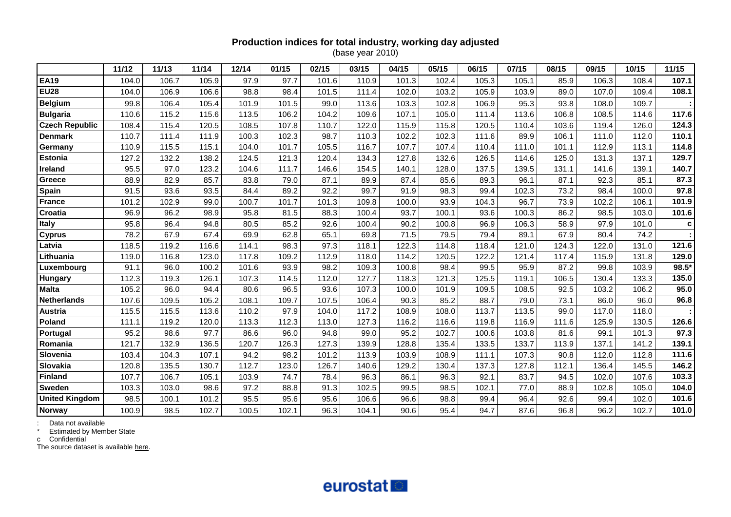**Production indices for total industry, working day adjusted**
(base year 2010)

| | 11/12 | 11/13 | 11/14 | 12/14 | 01/15 | 02/15 | 03/15 | 04/15 | 05/15 | 06/15 | 07/15 | 08/15 | 09/15 | 10/15 | 11/15 |
|---|---|---|---|---|---|---|---|---|---|---|---|---|---|---|---|
| **EA19** | 104.0 | 106.7 | 105.9 | 97.9 | 97.7 | 101.6 | 110.9 | 101.3 | 102.4 | 105.3 | 105.1 | 85.9 | 106.3 | 108.4 | **107.1** |
| **EU28** | 104.0 | 106.9 | 106.6 | 98.8 | 98.4 | 101.5 | 111.4 | 102.0 | 103.2 | 105.9 | 103.9 | 89.0 | 107.0 | 109.4 | **108.1** |
| **Belgium** | 99.8 | 106.4 | 105.4 | 101.9 | 101.5 | 99.0 | 113.6 | 103.3 | 102.8 | 106.9 | 95.3 | 93.8 | 108.0 | 109.7 | **:** |
| **Bulgaria** | 110.6 | 115.2 | 115.6 | 113.5 | 106.2 | 104.2 | 109.6 | 107.1 | 105.0 | 111.4 | 113.6 | 106.8 | 108.5 | 114.6 | **117.6** |
| **Czech Republic** | 108.4 | 115.4 | 120.5 | 108.5 | 107.8 | 110.7 | 122.0 | 115.9 | 115.8 | 120.5 | 110.4 | 103.6 | 119.4 | 126.0 | **124.3** |
| **Denmark** | 110.7 | 111.4 | 111.9 | 100.3 | 102.3 | 98.7 | 110.3 | 102.2 | 102.3 | 111.6 | 89.9 | 106.1 | 111.0 | 112.0 | **110.1** |
| **Germany** | 110.9 | 115.5 | 115.1 | 104.0 | 101.7 | 105.5 | 116.7 | 107.7 | 107.4 | 110.4 | 111.0 | 101.1 | 112.9 | 113.1 | **114.8** |
| **Estonia** | 127.2 | 132.2 | 138.2 | 124.5 | 121.3 | 120.4 | 134.3 | 127.8 | 132.6 | 126.5 | 114.6 | 125.0 | 131.3 | 137.1 | **129.7** |
| **Ireland** | 95.5 | 97.0 | 123.2 | 104.6 | 111.7 | 146.6 | 154.5 | 140.1 | 128.0 | 137.5 | 139.5 | 131.1 | 141.6 | 139.1 | **140.7** |
| **Greece** | 88.9 | 82.9 | 85.7 | 83.8 | 79.0 | 87.1 | 89.9 | 87.4 | 85.6 | 89.3 | 96.1 | 87.1 | 92.3 | 85.1 | **87.3** |
| **Spain** | 91.5 | 93.6 | 93.5 | 84.4 | 89.2 | 92.2 | 99.7 | 91.9 | 98.3 | 99.4 | 102.3 | 73.2 | 98.4 | 100.0 | **97.8** |
| **France** | 101.2 | 102.9 | 99.0 | 100.7 | 101.7 | 101.3 | 109.8 | 100.0 | 93.9 | 104.3 | 96.7 | 73.9 | 102.2 | 106.1 | **101.9** |
| **Croatia** | 96.9 | 96.2 | 98.9 | 95.8 | 81.5 | 88.3 | 100.4 | 93.7 | 100.1 | 93.6 | 100.3 | 86.2 | 98.5 | 103.0 | **101.6** |
| **Italy** | 95.8 | 96.4 | 94.8 | 80.5 | 85.2 | 92.6 | 100.4 | 90.2 | 100.8 | 96.9 | 106.3 | 58.9 | 97.9 | 101.0 | **c** |
| **Cyprus** | 78.2 | 67.9 | 67.4 | 69.9 | 62.8 | 65.1 | 69.8 | 71.5 | 79.5 | 79.4 | 89.1 | 67.9 | 80.4 | 74.2 | **:** |
| **Latvia** | 118.5 | 119.2 | 116.6 | 114.1 | 98.3 | 97.3 | 118.1 | 122.3 | 114.8 | 118.4 | 121.0 | 124.3 | 122.0 | 131.0 | **121.6** |
| **Lithuania** | 119.0 | 116.8 | 123.0 | 117.8 | 109.2 | 112.9 | 118.0 | 114.2 | 120.5 | 122.2 | 121.4 | 117.4 | 115.9 | 131.8 | **129.0** |
| **Luxembourg** | 91.1 | 96.0 | 100.2 | 101.6 | 93.9 | 98.2 | 109.3 | 100.8 | 98.4 | 99.5 | 95.9 | 87.2 | 99.8 | 103.9 | **98.5*** |
| **Hungary** | 112.3 | 119.3 | 126.1 | 107.3 | 114.5 | 112.0 | 127.7 | 118.3 | 121.3 | 125.5 | 119.1 | 106.5 | 130.4 | 133.3 | **135.0** |
| **Malta** | 105.2 | 96.0 | 94.4 | 80.6 | 96.5 | 93.6 | 107.3 | 100.0 | 101.9 | 109.5 | 108.5 | 92.5 | 103.2 | 106.2 | **95.0** |
| **Netherlands** | 107.6 | 109.5 | 105.2 | 108.1 | 109.7 | 107.5 | 106.4 | 90.3 | 85.2 | 88.7 | 79.0 | 73.1 | 86.0 | 96.0 | **96.8** |
| **Austria** | 115.5 | 115.5 | 113.6 | 110.2 | 97.9 | 104.0 | 117.2 | 108.9 | 108.0 | 113.7 | 113.5 | 99.0 | 117.0 | 118.0 | **:** |
| **Poland** | 111.1 | 119.2 | 120.0 | 113.3 | 112.3 | 113.0 | 127.3 | 116.2 | 116.6 | 119.8 | 116.9 | 111.6 | 125.9 | 130.5 | **126.6** |
| **Portugal** | 95.2 | 98.6 | 97.7 | 86.6 | 96.0 | 94.8 | 99.0 | 95.2 | 102.7 | 100.6 | 103.8 | 81.6 | 99.1 | 101.3 | **97.3** |
| **Romania** | 121.7 | 132.9 | 136.5 | 120.7 | 126.3 | 127.3 | 139.9 | 128.8 | 135.4 | 133.5 | 133.7 | 113.9 | 137.1 | 141.2 | **139.1** |
| **Slovenia** | 103.4 | 104.3 | 107.1 | 94.2 | 98.2 | 101.2 | 113.9 | 103.9 | 108.9 | 111.1 | 107.3 | 90.8 | 112.0 | 112.8 | **111.6** |
| **Slovakia** | 120.8 | 135.5 | 130.7 | 112.7 | 123.0 | 126.7 | 140.6 | 129.2 | 130.4 | 137.3 | 127.8 | 112.1 | 136.4 | 145.5 | **146.2** |
| **Finland** | 107.7 | 106.7 | 105.1 | 103.9 | 74.7 | 78.4 | 96.3 | 86.1 | 96.3 | 92.1 | 83.7 | 94.5 | 102.0 | 107.6 | **103.3** |
| **Sweden** | 103.3 | 103.0 | 98.6 | 97.2 | 88.8 | 91.3 | 102.5 | 99.5 | 98.5 | 102.1 | 77.0 | 88.9 | 102.8 | 105.0 | **104.0** |
| **United Kingdom** | 98.5 | 100.1 | 101.2 | 95.5 | 95.6 | 95.6 | 106.6 | 96.6 | 98.8 | 99.4 | 96.4 | 92.6 | 99.4 | 102.0 | **101.6** |
| **Norway** | 100.9 | 98.5 | 102.7 | 100.5 | 102.1 | 96.3 | 104.1 | 90.6 | 95.4 | 94.7 | 87.6 | 96.8 | 96.2 | 102.7 | **101.0** |

: Data not available
* Estimated by Member State
c Confidential
The source dataset is available here.